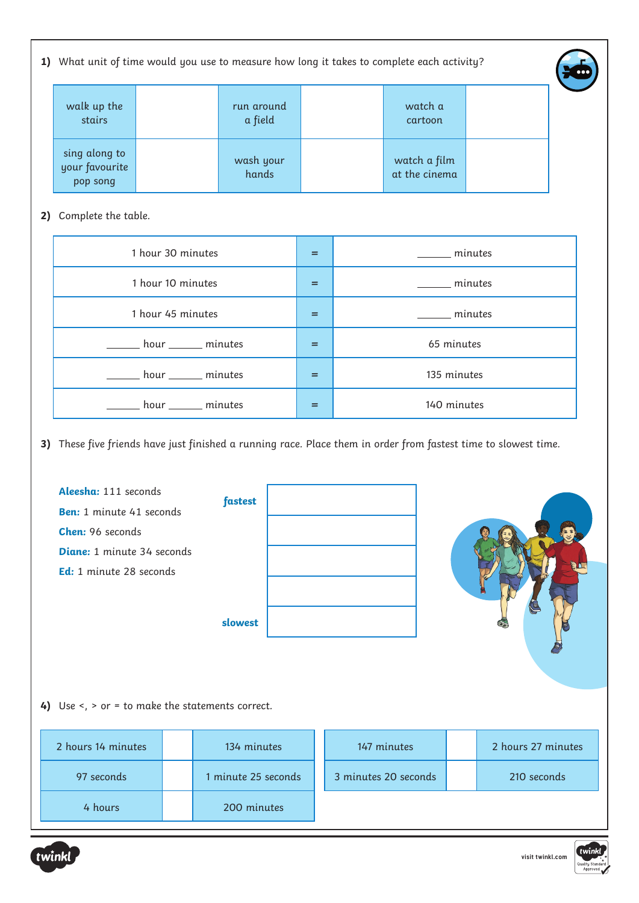**1)** What unit of time would you use to measure how long it takes to complete each activity?

| | | | | | |
|---|---|---|---|---|---|
| walk up the stairs | | run around a field | | watch a cartoon | |
| sing along to your favourite pop song | | wash your hands | | watch a film at the cinema | |

**2)** Complete the table.

| | | |
|---|---|---|
| 1 hour 30 minutes | = | ______ minutes |
| 1 hour 10 minutes | = | ______ minutes |
| 1 hour 45 minutes | = | ______ minutes |
| ______ hour ______ minutes | = | 65 minutes |
| ______ hour ______ minutes | = | 135 minutes |
| ______ hour ______ minutes | = | 140 minutes |

**3)** These five friends have just finished a running race. Place them in order from fastest time to slowest time.

**Aleesha:** 111 seconds
**Ben:** 1 minute 41 seconds
**Chen:** 96 seconds
**Diane:** 1 minute 34 seconds
**Ed:** 1 minute 28 seconds

| | |
|---|---|
| ***fastest*** | |
| | |
| | |
| | |
| ***slowest*** | |

**4)** Use <, > or = to make the statements correct.

| | | |
|---|---|---|
| 2 hours 14 minutes | | 134 minutes |
| 97 seconds | | 1 minute 25 seconds |
| 4 hours | | 200 minutes |

| | | |
|---|---|---|
| 147 minutes | | 2 hours 27 minutes |
| 3 minutes 20 seconds | | 210 seconds |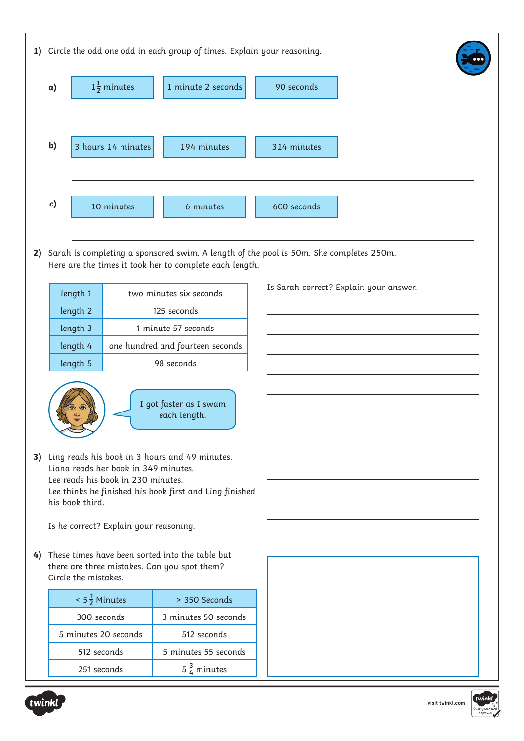**1)** Circle the odd one odd in each group of times. Explain your reasoning.

**a)**

| $1\frac{1}{2}$ minutes | 1 minute 2 seconds | 90 seconds |
|---|---|---|

**b)**

| 3 hours 14 minutes | 194 minutes | 314 minutes |
|---|---|---|

**c)**

| 10 minutes | 6 minutes | 600 seconds |
|---|---|---|

**2)** Sarah is completing a sponsored swim. A length of the pool is 50m. She completes 250m. Here are the times it took her to complete each length.

| length 1 | two minutes six seconds |
|---|---|
| length 2 | 125 seconds |
| length 3 | 1 minute 57 seconds |
| length 4 | one hundred and fourteen seconds |
| length 5 | 98 seconds |

I got faster as I swam each length.

Is Sarah correct? Explain your answer.

**3)** Ling reads his book in 3 hours and 49 minutes.
Liana reads her book in 349 minutes.
Lee reads his book in 230 minutes.
Lee thinks he finished his book first and Ling finished his book third.

Is he correct? Explain your reasoning.

**4)** These times have been sorted into the table but there are three mistakes. Can you spot them? Circle the mistakes.

| < $5\frac{1}{2}$ Minutes | > 350 Seconds |
|---|---|
| 300 seconds | 3 minutes 50 seconds |
| 5 minutes 20 seconds | 512 seconds |
| 512 seconds | 5 minutes 55 seconds |
| 251 seconds | $5\frac{3}{4}$ minutes |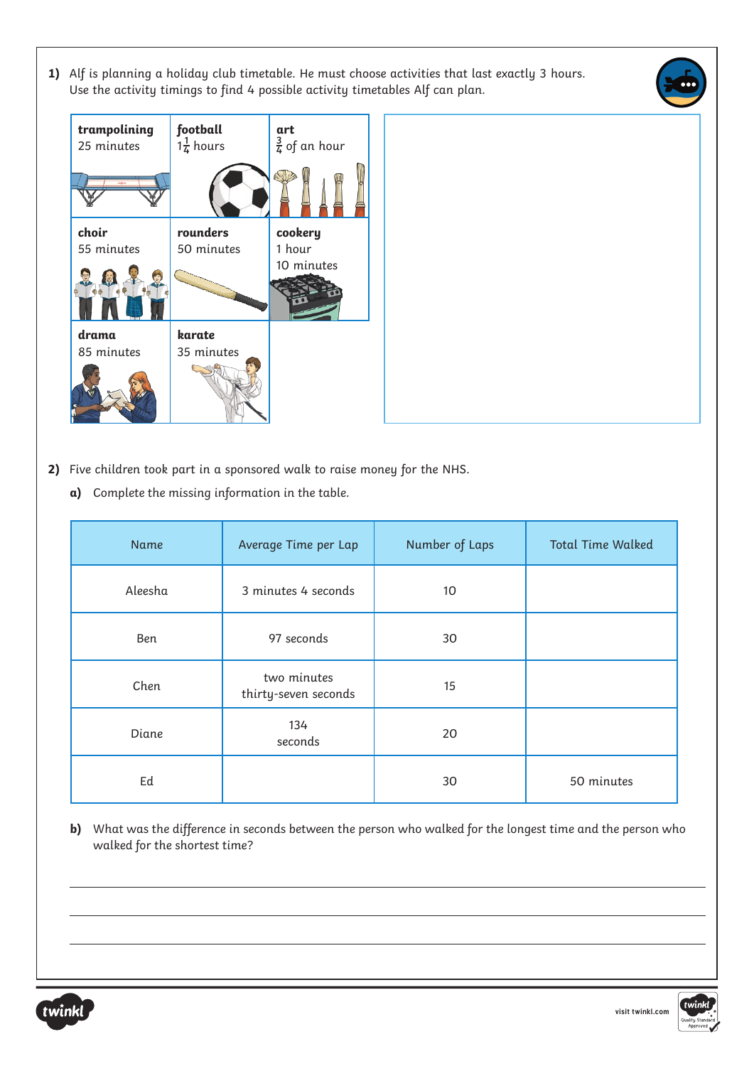**1)** Alf is planning a holiday club timetable. He must choose activities that last exactly 3 hours. Use the activity timings to find 4 possible activity timetables Alf can plan.

| | | |
|---|---|---|
| **trampolining** 25 minutes | **football** $1\frac{1}{4}$ hours | **art** $\frac{3}{4}$ of an hour |
| **choir** 55 minutes | **rounders** 50 minutes | **cookery** 1 hour 10 minutes |
| **drama** 85 minutes | **karate** 35 minutes | |

**2)** Five children took part in a sponsored walk to raise money for the NHS.

**a)** Complete the missing information in the table.

| Name | Average Time per Lap | Number of Laps | Total Time Walked |
|---|---|---|---|
| Aleesha | 3 minutes 4 seconds | 10 | |
| Ben | 97 seconds | 30 | |
| Chen | two minutes thirty-seven seconds | 15 | |
| Diane | 134 seconds | 20 | |
| Ed | | 30 | 50 minutes |

**b)** What was the difference in seconds between the person who walked for the longest time and the person who walked for the shortest time?